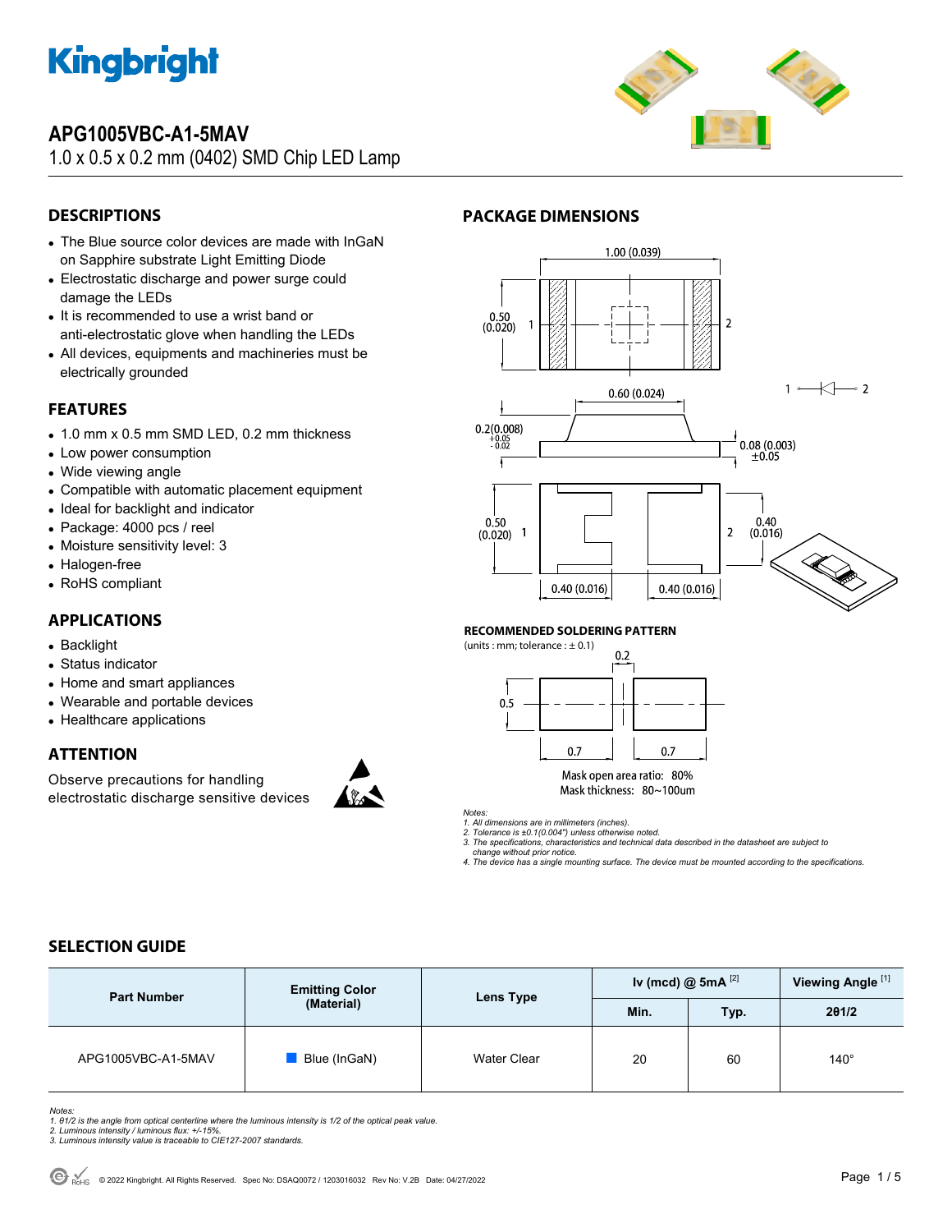Kingbright

# APG1005VBC-A1-5MAV

1.0 x 0.5 x 0.2 mm (0402) SMD Chip LED Lamp

## DESCRIPTIONS

- The Blue source color devices are made with InGaN on Sapphire substrate Light Emitting Diode
- Electrostatic discharge and power surge could damage the LEDs
- It is recommended to use a wrist band or anti-electrostatic glove when handling the LEDs
- All devices, equipments and machineries must be electrically grounded

## FEATURES

- 1.0 mm x 0.5 mm SMD LED, 0.2 mm thickness
- Low power consumption
- Wide viewing angle
- Compatible with automatic placement equipment
- Ideal for backlight and indicator
- Package: 4000 pcs / reel
- Moisture sensitivity level: 3
- Halogen-free
- RoHS compliant

## APPLICATIONS

- Backlight
- Status indicator
- Home and smart appliances
- Wearable and portable devices
- Healthcare applications

## ATTENTION

Observe precautions for handling electrostatic discharge sensitive devices

## PACKAGE DIMENSIONS

1.00 (0.039)
0.50 (0.020)
0.60 (0.024)
0.2(0.008) +0.05 -0.02
0.08 (0.003) ±0.05
0.50 (0.020)
0.40 (0.016)
0.40 (0.016)
0.40 (0.016)

### RECOMMENDED SOLDERING PATTERN

(units : mm; tolerance : ± 0.1)

0.2
0.5
0.7
0.7

Mask open area ratio: 80%
Mask thickness: 80~100um

*Notes:*
*1. All dimensions are in millimeters (inches).*
*2. Tolerance is ±0.1(0.004") unless otherwise noted.*
*3. The specifications, characteristics and technical data described in the datasheet are subject to change without prior notice.*
*4. The device has a single mounting surface. The device must be mounted according to the specifications.*

## SELECTION GUIDE

| Part Number | Emitting Color (Material) | Lens Type | Iv (mcd) @ 5mA [2] | | Viewing Angle [1] |
|---|---|---|---|---|---|
| | | | Min. | Typ. | 2θ1/2 |
| APG1005VBC-A1-5MAV | Blue (InGaN) | Water Clear | 20 | 60 | 140° |

*Notes:*
*1. θ1/2 is the angle from optical centerline where the luminous intensity is 1/2 of the optical peak value.*
*2. Luminous intensity / luminous flux: +/-15%.*
*3. Luminous intensity value is traceable to CIE127-2007 standards.*

© 2022 Kingbright. All Rights Reserved. Spec No: DSAQ0072 / 1203016032 Rev No: V.2B Date: 04/27/2022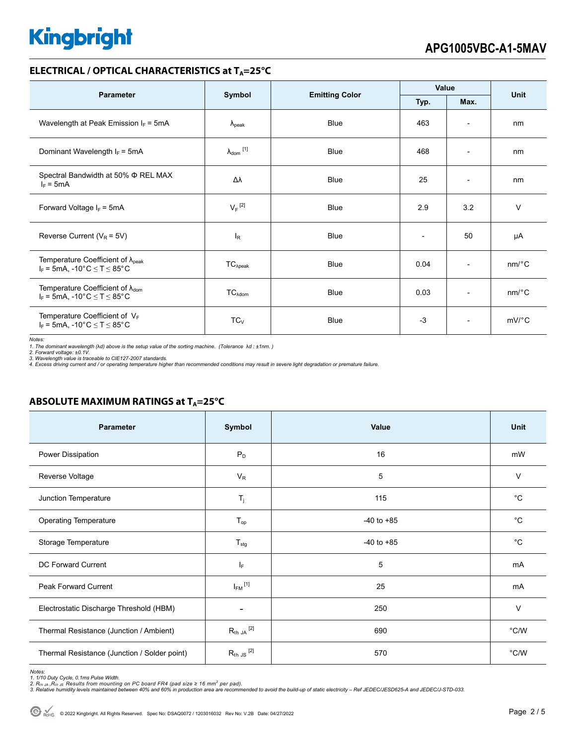## ELECTRICAL / OPTICAL CHARACTERISTICS at $T_A$=25°C

| Parameter | Symbol | Emitting Color | Value | | Unit |
|---|---|---|---|---|---|
| | | | Typ. | Max. | |
| Wavelength at Peak Emission $I_F$ = 5mA | $\lambda_{peak}$ | Blue | 463 | - | nm |
| Dominant Wavelength $I_F$ = 5mA | $\lambda_{dom}$ [1] | Blue | 468 | - | nm |
| Spectral Bandwidth at 50% Φ REL MAX $I_F$ = 5mA | Δλ | Blue | 25 | - | nm |
| Forward Voltage $I_F$ = 5mA | $V_F$ [2] | Blue | 2.9 | 3.2 | V |
| Reverse Current ($V_R$ = 5V) | $I_R$ | Blue | - | 50 | µA |
| Temperature Coefficient of $\lambda_{peak}$ $I_F$ = 5mA, -10°C ≤ T ≤ 85°C | $TC_{\lambda peak}$ | Blue | 0.04 | - | nm/°C |
| Temperature Coefficient of $\lambda_{dom}$ $I_F$ = 5mA, -10°C ≤ T ≤ 85°C | $TC_{\lambda dom}$ | Blue | 0.03 | - | nm/°C |
| Temperature Coefficient of $V_F$ $I_F$ = 5mA, -10°C ≤ T ≤ 85°C | $TC_V$ | Blue | -3 | - | mV/°C |

*Notes:*
*1. The dominant wavelength (λd) above is the setup value of the sorting machine. (Tolerance λd : ±1nm. )*
*2. Forward voltage: ±0.1V.*
*3. Wavelength value is traceable to CIE127-2007 standards.*
*4. Excess driving current and / or operating temperature higher than recommended conditions may result in severe light degradation or premature failure.*

## ABSOLUTE MAXIMUM RATINGS at $T_A$=25°C

| Parameter | Symbol | Value | Unit |
|---|---|---|---|
| Power Dissipation | $P_D$ | 16 | mW |
| Reverse Voltage | $V_R$ | 5 | V |
| Junction Temperature | $T_j$ | 115 | °C |
| Operating Temperature | $T_{op}$ | -40 to +85 | °C |
| Storage Temperature | $T_{stg}$ | -40 to +85 | °C |
| DC Forward Current | $I_F$ | 5 | mA |
| Peak Forward Current | $I_{FM}$ [1] | 25 | mA |
| Electrostatic Discharge Threshold (HBM) | - | 250 | V |
| Thermal Resistance (Junction / Ambient) | $R_{th\ JA}$ [2] | 690 | °C/W |
| Thermal Resistance (Junction / Solder point) | $R_{th\ JS}$ [2] | 570 | °C/W |

*Notes:*
*1. 1/10 Duty Cycle, 0.1ms Pulse Width.*
*2. $R_{th\ JA}$ ,$R_{th\ JS}$ Results from mounting on PC board FR4 (pad size ≥ 16 $mm^2$ per pad).*
*3. Relative humidity levels maintained between 40% and 60% in production area are recommended to avoid the build-up of static electricity – Ref JEDEC/JESD625-A and JEDEC/J-STD-033.*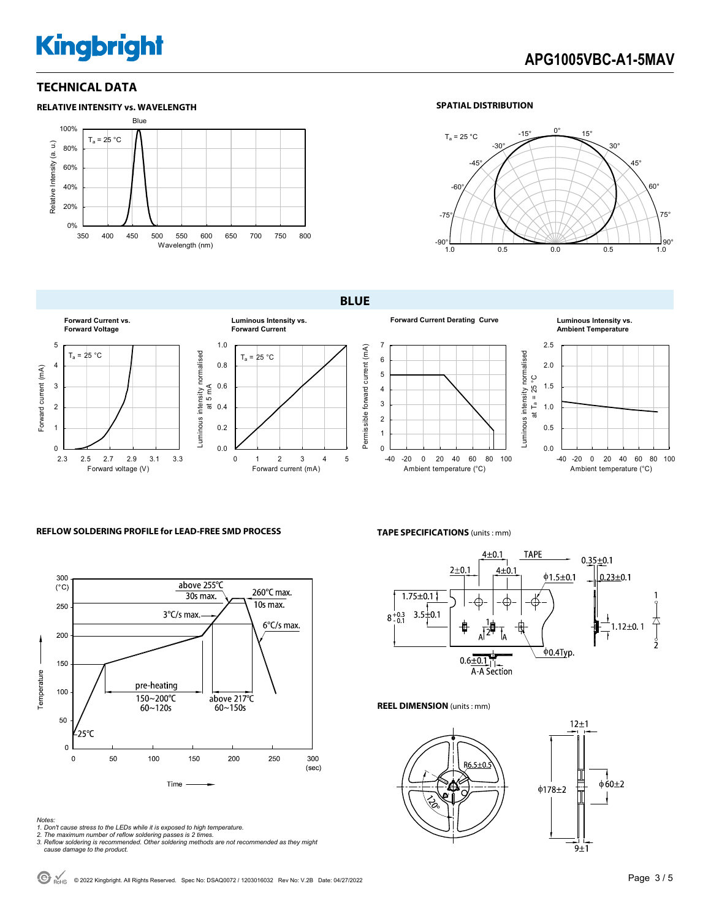## TECHNICAL DATA

### RELATIVE INTENSITY vs. WAVELENGTH

### SPATIAL DISTRIBUTION

## BLUE

**Forward Current vs. Forward Voltage**

**Luminous Intensity vs. Forward Current**

**Forward Current Derating Curve**

**Luminous Intensity vs. Ambient Temperature**

### REFLOW SOLDERING PROFILE for LEAD-FREE SMD PROCESS

### TAPE SPECIFICATIONS (units : mm)

### REEL DIMENSION (units : mm)

*Notes:*
*1. Don't cause stress to the LEDs while it is exposed to high temperature.*
*2. The maximum number of reflow soldering passes is 2 times.*
*3. Reflow soldering is recommended. Other soldering methods are not recommended as they might cause damage to the product.*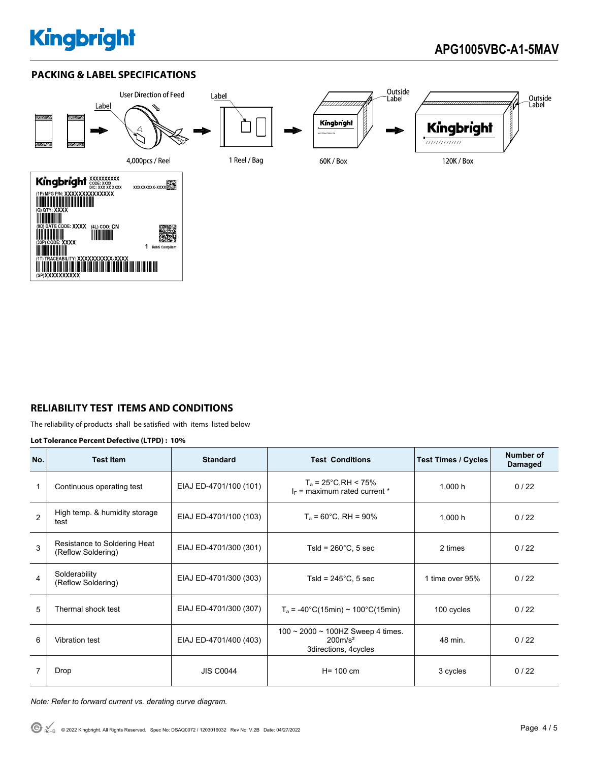## PACKING & LABEL SPECIFICATIONS

User Direction of Feed

Label

Label

Outside Label

Outside Label

4,000pcs / Reel

1 Reel / Bag

60K / Box

120K / Box

## RELIABILITY TEST ITEMS AND CONDITIONS

The reliability of products shall be satisfied with items listed below

**Lot Tolerance Percent Defective (LTPD) : 10%**

| No. | Test Item | Standard | Test Conditions | Test Times / Cycles | Number of Damaged |
|---|---|---|---|---|---|
| 1 | Continuous operating test | EIAJ ED-4701/100 (101) | $T_a$ = 25°C,RH < 75%<br>$I_F$ = maximum rated current * | 1,000 h | 0 / 22 |
| 2 | High temp. & humidity storage test | EIAJ ED-4701/100 (103) | $T_a$ = 60°C, RH = 90% | 1,000 h | 0 / 22 |
| 3 | Resistance to Soldering Heat (Reflow Soldering) | EIAJ ED-4701/300 (301) | Tsld = 260°C, 5 sec | 2 times | 0 / 22 |
| 4 | Solderability (Reflow Soldering) | EIAJ ED-4701/300 (303) | Tsld = 245°C, 5 sec | 1 time over 95% | 0 / 22 |
| 5 | Thermal shock test | EIAJ ED-4701/300 (307) | $T_a$ = -40°C(15min) ~ 100°C(15min) | 100 cycles | 0 / 22 |
| 6 | Vibration test | EIAJ ED-4701/400 (403) | 100 ~ 2000 ~ 100HZ Sweep 4 times.<br>200m/s²<br>3directions, 4cycles | 48 min. | 0 / 22 |
| 7 | Drop | JIS C0044 | H= 100 cm | 3 cycles | 0 / 22 |

*Note: Refer to forward current vs. derating curve diagram.*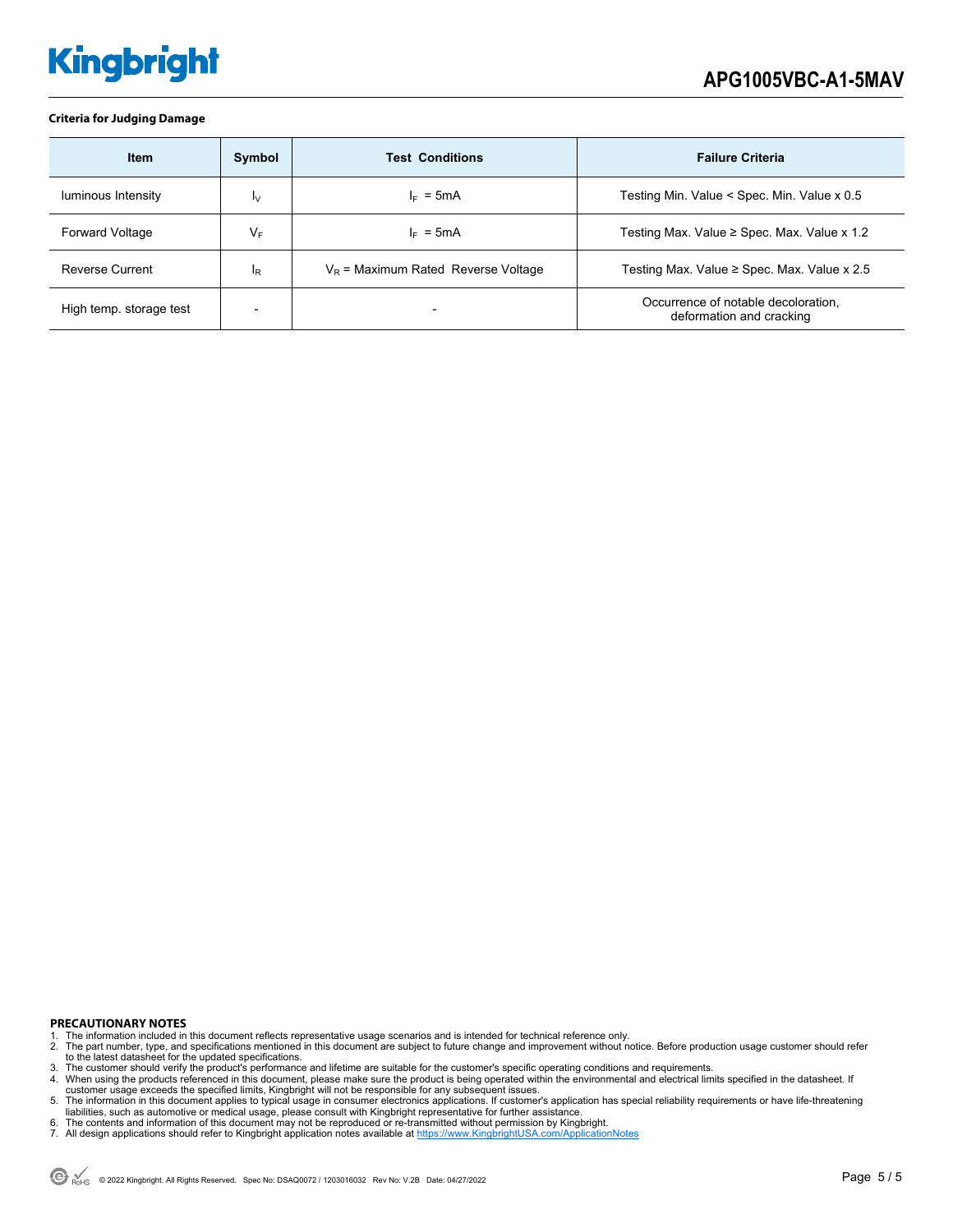**Criteria for Judging Damage**

| Item | Symbol | Test Conditions | Failure Criteria |
|---|---|---|---|
| luminous Intensity | $I_V$ | $I_F$ = 5mA | Testing Min. Value < Spec. Min. Value x 0.5 |
| Forward Voltage | $V_F$ | $I_F$ = 5mA | Testing Max. Value ≥ Spec. Max. Value x 1.2 |
| Reverse Current | $I_R$ | $V_R$ = Maximum Rated Reverse Voltage | Testing Max. Value ≥ Spec. Max. Value x 2.5 |
| High temp. storage test | - | - | Occurrence of notable decoloration, deformation and cracking |

**PRECAUTIONARY NOTES**

1. The information included in this document reflects representative usage scenarios and is intended for technical reference only.
2. The part number, type, and specifications mentioned in this document are subject to future change and improvement without notice. Before production usage customer should refer to the latest datasheet for the updated specifications.
3. The customer should verify the product's performance and lifetime are suitable for the customer's specific operating conditions and requirements.
4. When using the products referenced in this document, please make sure the product is being operated within the environmental and electrical limits specified in the datasheet. If customer usage exceeds the specified limits, Kingbright will not be responsible for any subsequent issues.
5. The information in this document applies to typical usage in consumer electronics applications. If customer's application has special reliability requirements or have life-threatening liabilities, such as automotive or medical usage, please consult with Kingbright representative for further assistance.
6. The contents and information of this document may not be reproduced or re-transmitted without permission by Kingbright.
7. All design applications should refer to Kingbright application notes available at https://www.KingbrightUSA.com/ApplicationNotes

© 2022 Kingbright. All Rights Reserved. Spec No: DSAQ0072 / 1203016032 Rev No: V.2B Date: 04/27/2022